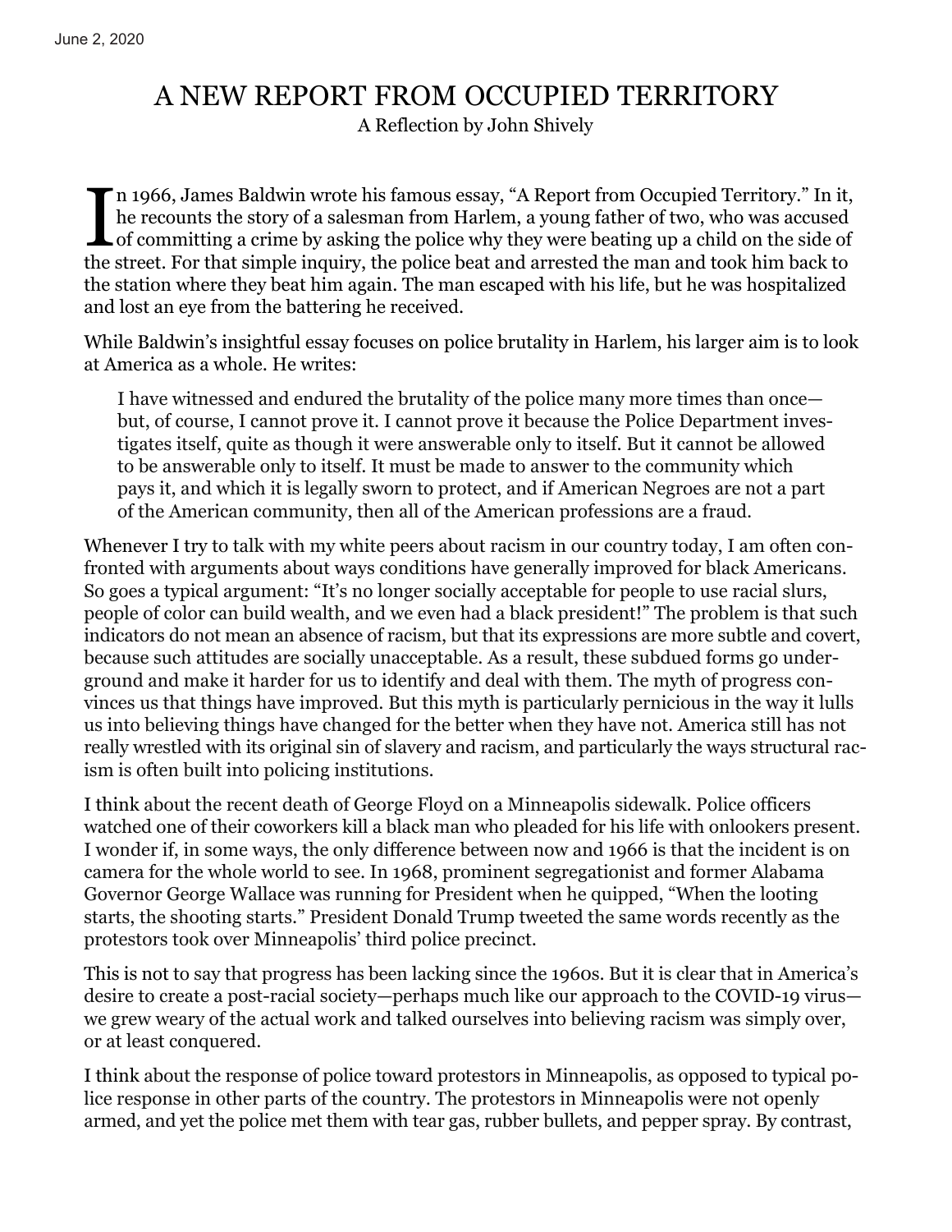June 2, 2020

# A NEW REPORT FROM OCCUPIED TERRITORY

A Reflection by John Shively

In 1966, James Baldwin wrote his famous essay, "A Report from Occupied Territory." In it, he recounts the story of a salesman from Harlem, a young father of two, who was accused of committing a crime by asking the police why they were beating up a child on the side of the street. For that simple inquiry, the police beat and arrested the man and took him back to the station where they beat him again. The man escaped with his life, but he was hospitalized and lost an eye from the battering he received.

While Baldwin's insightful essay focuses on police brutality in Harlem, his larger aim is to look at America as a whole. He writes:

> I have witnessed and endured the brutality of the police many more times than once—but, of course, I cannot prove it. I cannot prove it because the Police Department investigates itself, quite as though it were answerable only to itself. But it cannot be allowed to be answerable only to itself. It must be made to answer to the community which pays it, and which it is legally sworn to protect, and if American Negroes are not a part of the American community, then all of the American professions are a fraud.

Whenever I try to talk with my white peers about racism in our country today, I am often confronted with arguments about ways conditions have generally improved for black Americans. So goes a typical argument: "It's no longer socially acceptable for people to use racial slurs, people of color can build wealth, and we even had a black president!" The problem is that such indicators do not mean an absence of racism, but that its expressions are more subtle and covert, because such attitudes are socially unacceptable. As a result, these subdued forms go underground and make it harder for us to identify and deal with them. The myth of progress convinces us that things have improved. But this myth is particularly pernicious in the way it lulls us into believing things have changed for the better when they have not. America still has not really wrestled with its original sin of slavery and racism, and particularly the ways structural racism is often built into policing institutions.

I think about the recent death of George Floyd on a Minneapolis sidewalk. Police officers watched one of their coworkers kill a black man who pleaded for his life with onlookers present. I wonder if, in some ways, the only difference between now and 1966 is that the incident is on camera for the whole world to see. In 1968, prominent segregationist and former Alabama Governor George Wallace was running for President when he quipped, "When the looting starts, the shooting starts." President Donald Trump tweeted the same words recently as the protestors took over Minneapolis' third police precinct.

This is not to say that progress has been lacking since the 1960s. But it is clear that in America's desire to create a post-racial society—perhaps much like our approach to the COVID-19 virus—we grew weary of the actual work and talked ourselves into believing racism was simply over, or at least conquered.

I think about the response of police toward protestors in Minneapolis, as opposed to typical police response in other parts of the country. The protestors in Minneapolis were not openly armed, and yet the police met them with tear gas, rubber bullets, and pepper spray. By contrast,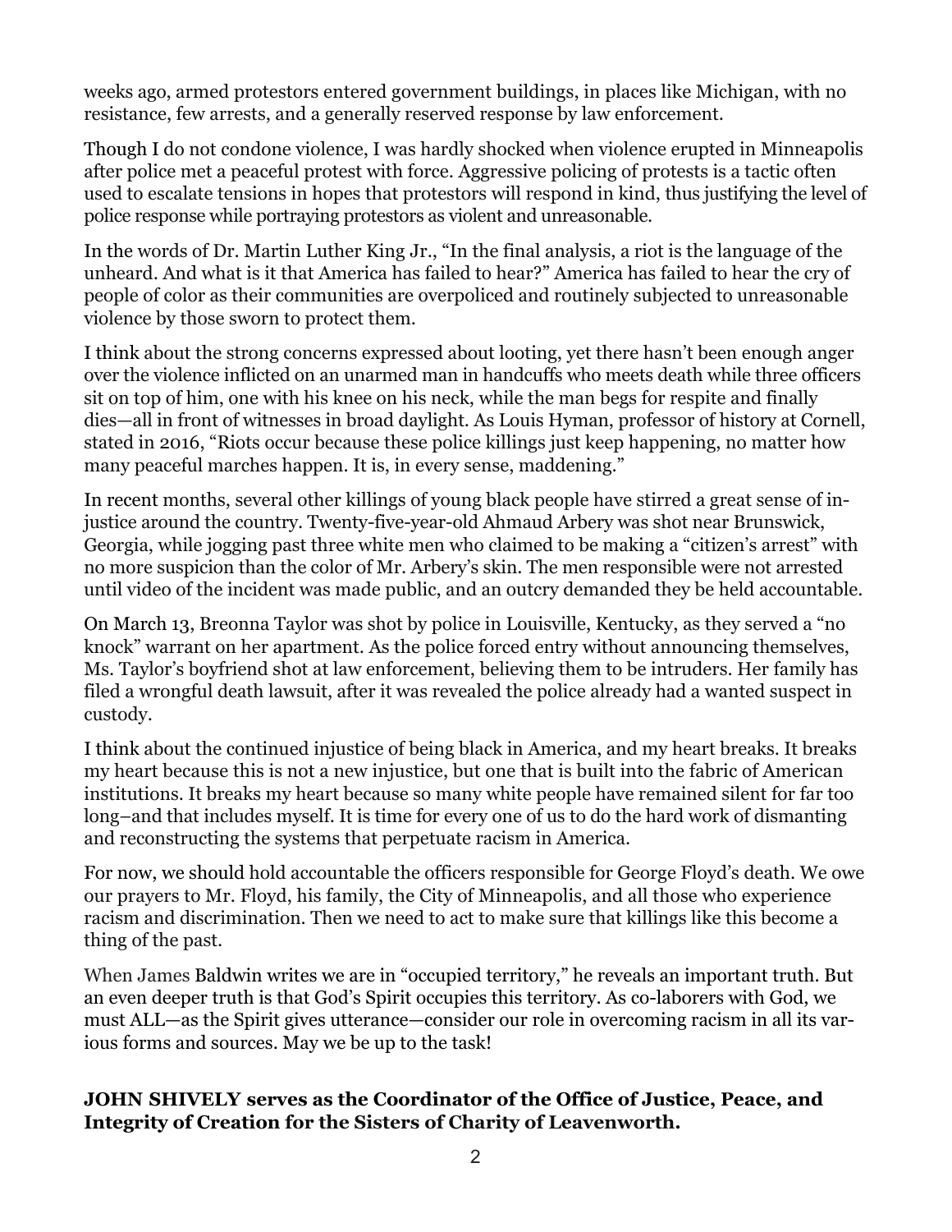weeks ago, armed protestors entered government buildings, in places like Michigan, with no resistance, few arrests, and a generally reserved response by law enforcement.

Though I do not condone violence, I was hardly shocked when violence erupted in Minneapolis after police met a peaceful protest with force. Aggressive policing of protests is a tactic often used to escalate tensions in hopes that protestors will respond in kind, thus justifying the level of police response while portraying protestors as violent and unreasonable.

In the words of Dr. Martin Luther King Jr., "In the final analysis, a riot is the language of the unheard. And what is it that America has failed to hear?" America has failed to hear the cry of people of color as their communities are overpoliced and routinely subjected to unreasonable violence by those sworn to protect them.

I think about the strong concerns expressed about looting, yet there hasn't been enough anger over the violence inflicted on an unarmed man in handcuffs who meets death while three officers sit on top of him, one with his knee on his neck, while the man begs for respite and finally dies—all in front of witnesses in broad daylight. As Louis Hyman, professor of history at Cornell, stated in 2016, "Riots occur because these police killings just keep happening, no matter how many peaceful marches happen. It is, in every sense, maddening."

In recent months, several other killings of young black people have stirred a great sense of injustice around the country. Twenty-five-year-old Ahmaud Arbery was shot near Brunswick, Georgia, while jogging past three white men who claimed to be making a "citizen's arrest" with no more suspicion than the color of Mr. Arbery's skin. The men responsible were not arrested until video of the incident was made public, and an outcry demanded they be held accountable.

On March 13, Breonna Taylor was shot by police in Louisville, Kentucky, as they served a "no knock" warrant on her apartment. As the police forced entry without announcing themselves, Ms. Taylor's boyfriend shot at law enforcement, believing them to be intruders. Her family has filed a wrongful death lawsuit, after it was revealed the police already had a wanted suspect in custody.

I think about the continued injustice of being black in America, and my heart breaks. It breaks my heart because this is not a new injustice, but one that is built into the fabric of American institutions. It breaks my heart because so many white people have remained silent for far too long–and that includes myself. It is time for every one of us to do the hard work of dismanting and reconstructing the systems that perpetuate racism in America.

For now, we should hold accountable the officers responsible for George Floyd's death. We owe our prayers to Mr. Floyd, his family, the City of Minneapolis, and all those who experience racism and discrimination. Then we need to act to make sure that killings like this become a thing of the past.

When James Baldwin writes we are in "occupied territory," he reveals an important truth. But an even deeper truth is that God's Spirit occupies this territory. As co-laborers with God, we must ALL—as the Spirit gives utterance—consider our role in overcoming racism in all its various forms and sources. May we be up to the task!

**JOHN SHIVELY serves as the Coordinator of the Office of Justice, Peace, and Integrity of Creation for the Sisters of Charity of Leavenworth.**